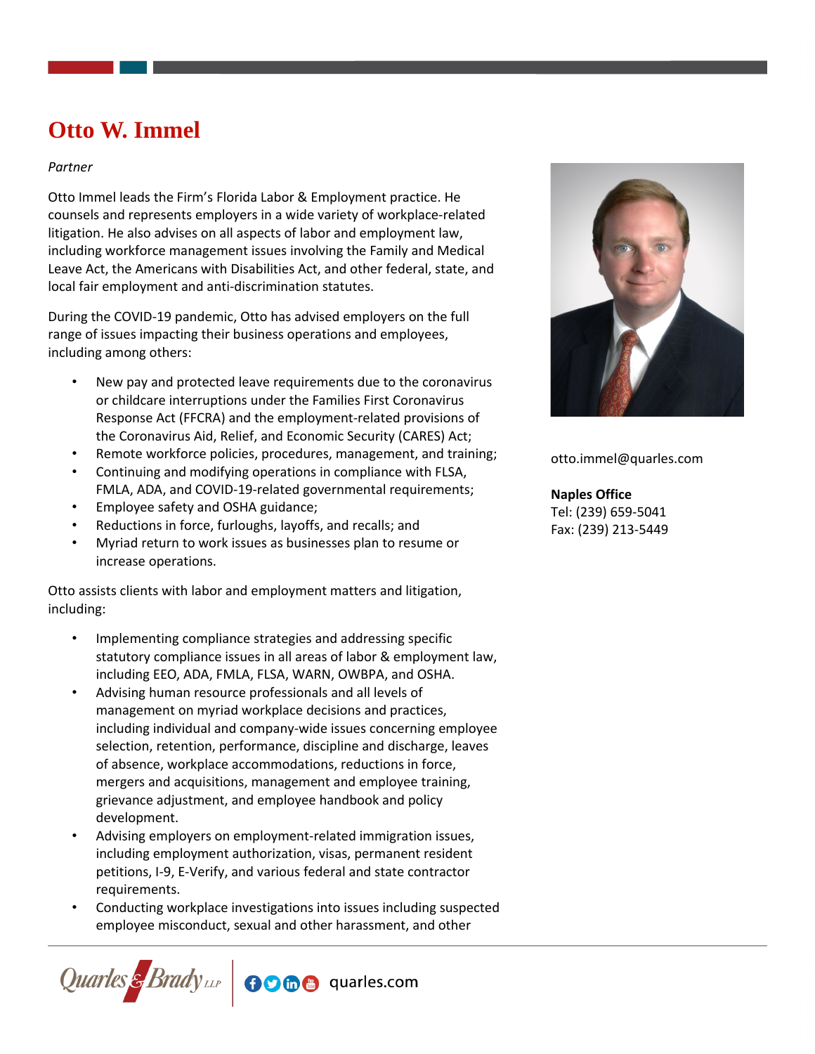# Otto W. Immel

*Partner*

Otto Immel leads the Firm's Florida Labor & Employment practice. He counsels and represents employers in a wide variety of workplace-related litigation. He also advises on all aspects of labor and employment law, including workforce management issues involving the Family and Medical Leave Act, the Americans with Disabilities Act, and other federal, state, and local fair employment and anti-discrimination statutes.

During the COVID-19 pandemic, Otto has advised employers on the full range of issues impacting their business operations and employees, including among others:

- New pay and protected leave requirements due to the coronavirus or childcare interruptions under the Families First Coronavirus Response Act (FFCRA) and the employment-related provisions of the Coronavirus Aid, Relief, and Economic Security (CARES) Act;
- Remote workforce policies, procedures, management, and training;
- Continuing and modifying operations in compliance with FLSA, FMLA, ADA, and COVID-19-related governmental requirements;
- Employee safety and OSHA guidance;
- Reductions in force, furloughs, layoffs, and recalls; and
- Myriad return to work issues as businesses plan to resume or increase operations.

Otto assists clients with labor and employment matters and litigation, including:

- Implementing compliance strategies and addressing specific statutory compliance issues in all areas of labor & employment law, including EEO, ADA, FMLA, FLSA, WARN, OWBPA, and OSHA.
- Advising human resource professionals and all levels of management on myriad workplace decisions and practices, including individual and company-wide issues concerning employee selection, retention, performance, discipline and discharge, leaves of absence, workplace accommodations, reductions in force, mergers and acquisitions, management and employee training, grievance adjustment, and employee handbook and policy development.
- Advising employers on employment-related immigration issues, including employment authorization, visas, permanent resident petitions, I-9, E-Verify, and various federal and state contractor requirements.
- Conducting workplace investigations into issues including suspected employee misconduct, sexual and other harassment, and other

otto.immel@quarles.com

**Naples Office**
Tel: (239) 659-5041
Fax: (239) 213-5449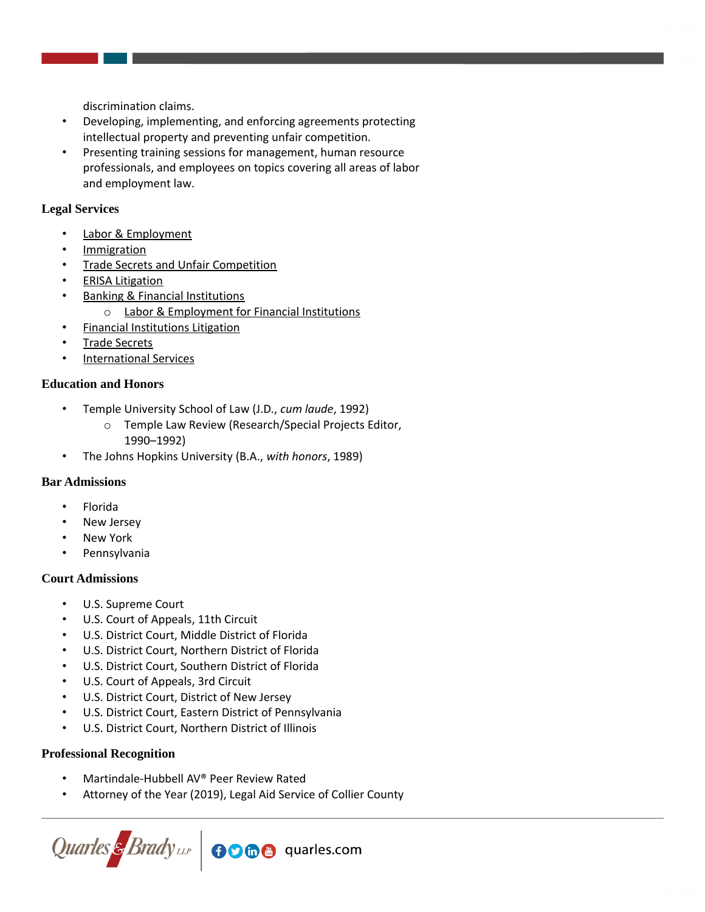discrimination claims.

- Developing, implementing, and enforcing agreements protecting intellectual property and preventing unfair competition.
- Presenting training sessions for management, human resource professionals, and employees on topics covering all areas of labor and employment law.

### Legal Services

- Labor & Employment
- Immigration
- Trade Secrets and Unfair Competition
- ERISA Litigation
- Banking & Financial Institutions
  - Labor & Employment for Financial Institutions
- Financial Institutions Litigation
- Trade Secrets
- International Services

### Education and Honors

- Temple University School of Law (J.D., *cum laude*, 1992)
  - Temple Law Review (Research/Special Projects Editor, 1990–1992)
- The Johns Hopkins University (B.A., *with honors*, 1989)

### Bar Admissions

- Florida
- New Jersey
- New York
- Pennsylvania

### Court Admissions

- U.S. Supreme Court
- U.S. Court of Appeals, 11th Circuit
- U.S. District Court, Middle District of Florida
- U.S. District Court, Northern District of Florida
- U.S. District Court, Southern District of Florida
- U.S. Court of Appeals, 3rd Circuit
- U.S. District Court, District of New Jersey
- U.S. District Court, Eastern District of Pennsylvania
- U.S. District Court, Northern District of Illinois

### Professional Recognition

- Martindale-Hubbell AV® Peer Review Rated
- Attorney of the Year (2019), Legal Aid Service of Collier County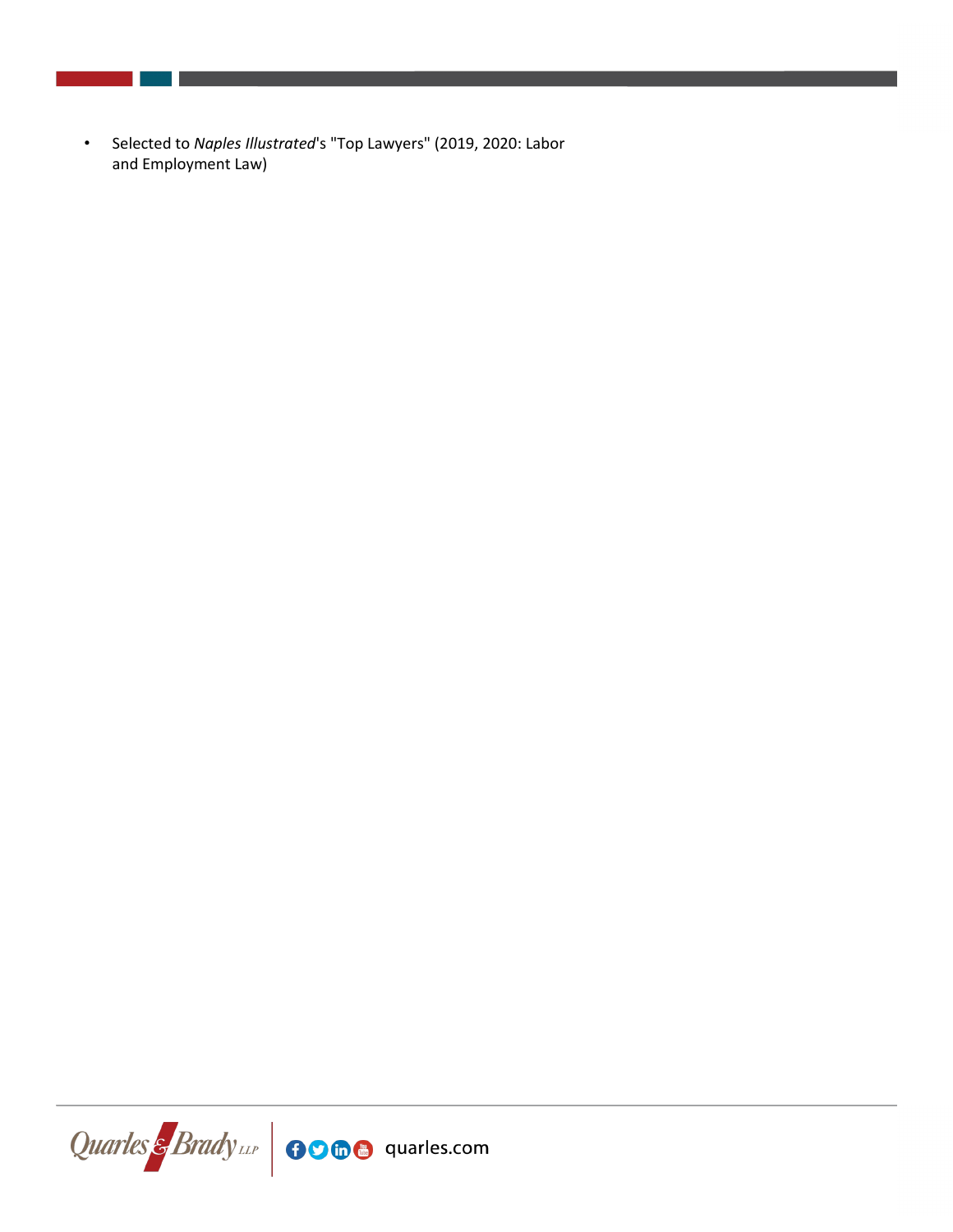- Selected to *Naples Illustrated*'s "Top Lawyers" (2019, 2020: Labor and Employment Law)